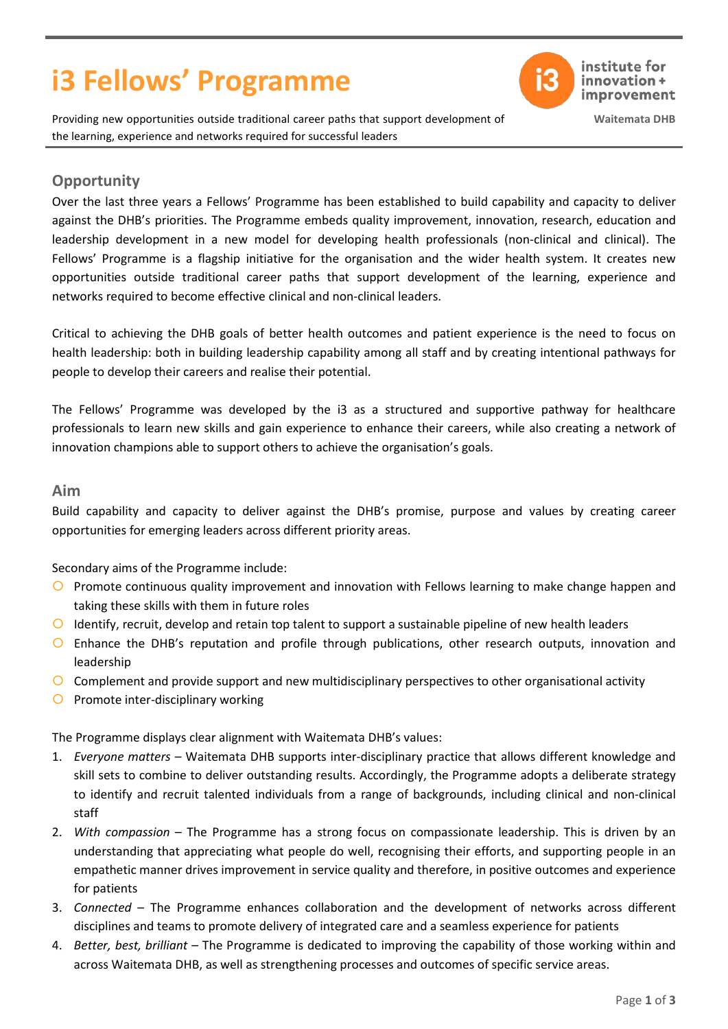# i3 Fellows' Programme

institute for innovation + improvement

Waitemata DHB

Providing new opportunities outside traditional career paths that support development of the learning, experience and networks required for successful leaders

## Opportunity

Over the last three years a Fellows' Programme has been established to build capability and capacity to deliver against the DHB's priorities. The Programme embeds quality improvement, innovation, research, education and leadership development in a new model for developing health professionals (non-clinical and clinical). The Fellows' Programme is a flagship initiative for the organisation and the wider health system. It creates new opportunities outside traditional career paths that support development of the learning, experience and networks required to become effective clinical and non-clinical leaders.

Critical to achieving the DHB goals of better health outcomes and patient experience is the need to focus on health leadership: both in building leadership capability among all staff and by creating intentional pathways for people to develop their careers and realise their potential.

The Fellows' Programme was developed by the i3 as a structured and supportive pathway for healthcare professionals to learn new skills and gain experience to enhance their careers, while also creating a network of innovation champions able to support others to achieve the organisation's goals.

## Aim

Build capability and capacity to deliver against the DHB's promise, purpose and values by creating career opportunities for emerging leaders across different priority areas.

Secondary aims of the Programme include:

- Promote continuous quality improvement and innovation with Fellows learning to make change happen and taking these skills with them in future roles
- Identify, recruit, develop and retain top talent to support a sustainable pipeline of new health leaders
- Enhance the DHB's reputation and profile through publications, other research outputs, innovation and leadership
- Complement and provide support and new multidisciplinary perspectives to other organisational activity
- Promote inter-disciplinary working

The Programme displays clear alignment with Waitemata DHB's values:

1. *Everyone matters* – Waitemata DHB supports inter-disciplinary practice that allows different knowledge and skill sets to combine to deliver outstanding results. Accordingly, the Programme adopts a deliberate strategy to identify and recruit talented individuals from a range of backgrounds, including clinical and non-clinical staff
2. *With compassion* – The Programme has a strong focus on compassionate leadership. This is driven by an understanding that appreciating what people do well, recognising their efforts, and supporting people in an empathetic manner drives improvement in service quality and therefore, in positive outcomes and experience for patients
3. *Connected* – The Programme enhances collaboration and the development of networks across different disciplines and teams to promote delivery of integrated care and a seamless experience for patients
4. *Better, best, brilliant* – The Programme is dedicated to improving the capability of those working within and across Waitemata DHB, as well as strengthening processes and outcomes of specific service areas.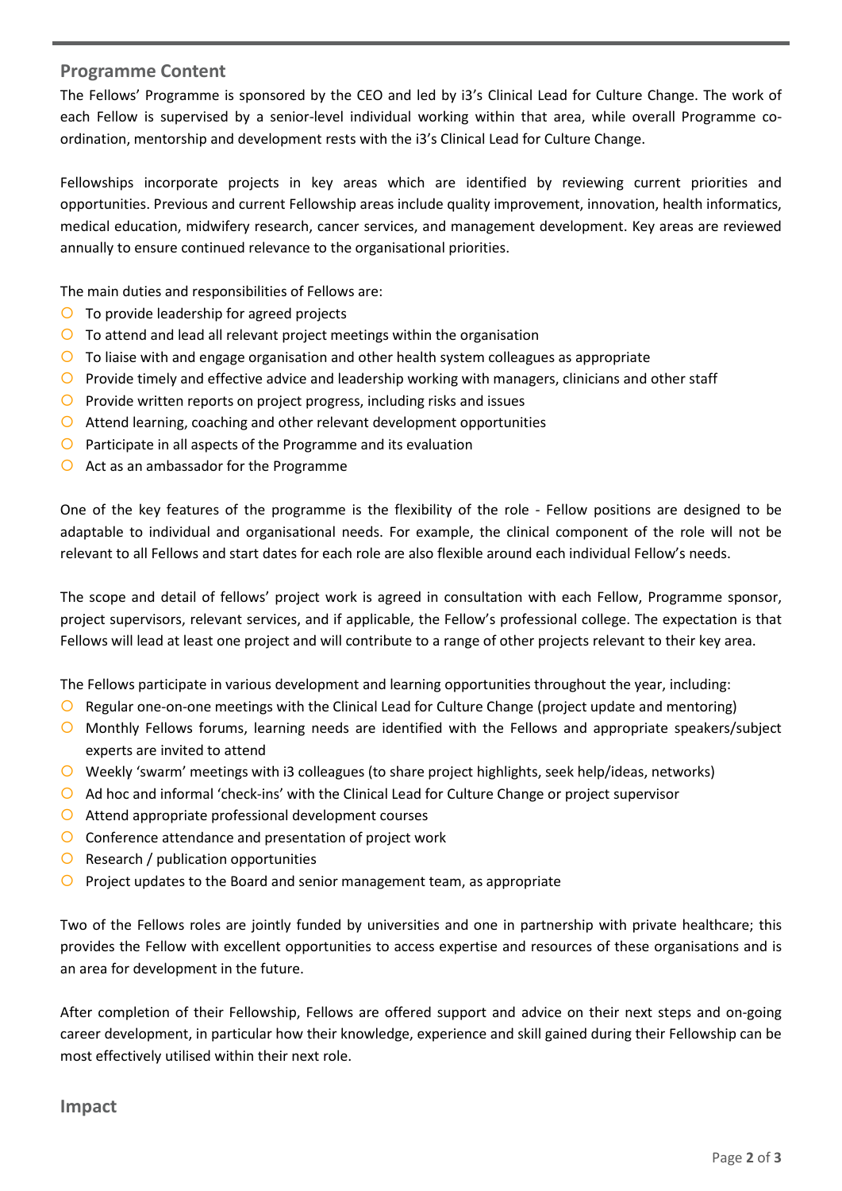## Programme Content

The Fellows' Programme is sponsored by the CEO and led by i3's Clinical Lead for Culture Change. The work of each Fellow is supervised by a senior-level individual working within that area, while overall Programme co-ordination, mentorship and development rests with the i3's Clinical Lead for Culture Change.

Fellowships incorporate projects in key areas which are identified by reviewing current priorities and opportunities. Previous and current Fellowship areas include quality improvement, innovation, health informatics, medical education, midwifery research, cancer services, and management development. Key areas are reviewed annually to ensure continued relevance to the organisational priorities.

The main duties and responsibilities of Fellows are:

- To provide leadership for agreed projects
- To attend and lead all relevant project meetings within the organisation
- To liaise with and engage organisation and other health system colleagues as appropriate
- Provide timely and effective advice and leadership working with managers, clinicians and other staff
- Provide written reports on project progress, including risks and issues
- Attend learning, coaching and other relevant development opportunities
- Participate in all aspects of the Programme and its evaluation
- Act as an ambassador for the Programme

One of the key features of the programme is the flexibility of the role - Fellow positions are designed to be adaptable to individual and organisational needs. For example, the clinical component of the role will not be relevant to all Fellows and start dates for each role are also flexible around each individual Fellow's needs.

The scope and detail of fellows' project work is agreed in consultation with each Fellow, Programme sponsor, project supervisors, relevant services, and if applicable, the Fellow's professional college. The expectation is that Fellows will lead at least one project and will contribute to a range of other projects relevant to their key area.

The Fellows participate in various development and learning opportunities throughout the year, including:

- Regular one-on-one meetings with the Clinical Lead for Culture Change (project update and mentoring)
- Monthly Fellows forums, learning needs are identified with the Fellows and appropriate speakers/subject experts are invited to attend
- Weekly 'swarm' meetings with i3 colleagues (to share project highlights, seek help/ideas, networks)
- Ad hoc and informal 'check-ins' with the Clinical Lead for Culture Change or project supervisor
- Attend appropriate professional development courses
- Conference attendance and presentation of project work
- Research / publication opportunities
- Project updates to the Board and senior management team, as appropriate

Two of the Fellows roles are jointly funded by universities and one in partnership with private healthcare; this provides the Fellow with excellent opportunities to access expertise and resources of these organisations and is an area for development in the future.

After completion of their Fellowship, Fellows are offered support and advice on their next steps and on-going career development, in particular how their knowledge, experience and skill gained during their Fellowship can be most effectively utilised within their next role.

## Impact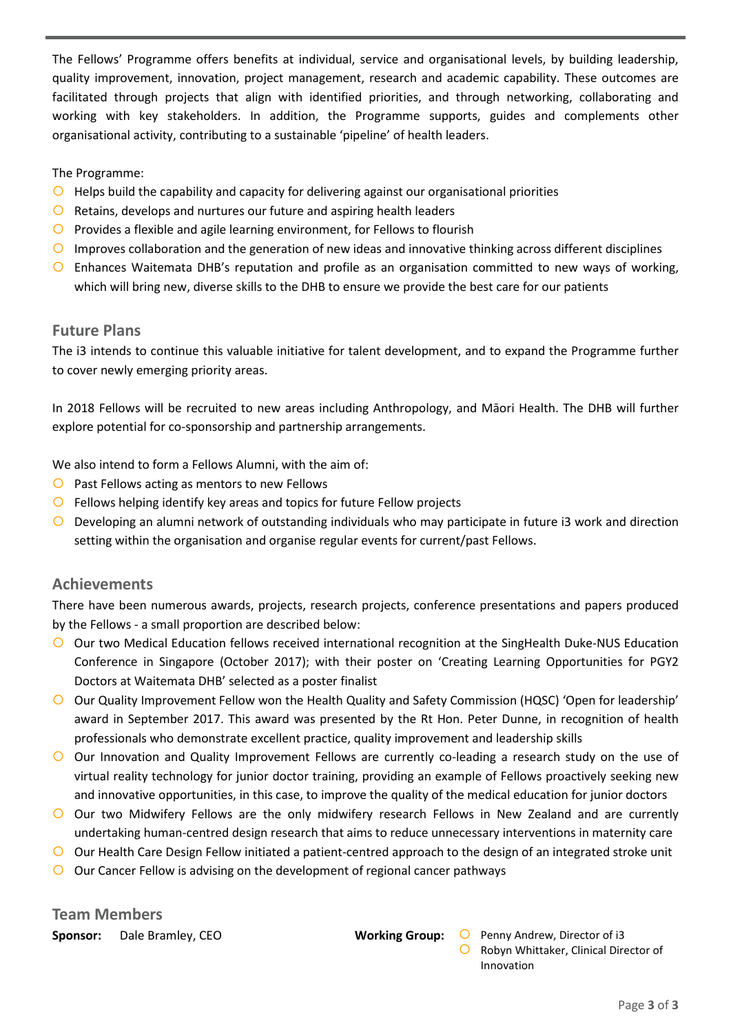The Fellows' Programme offers benefits at individual, service and organisational levels, by building leadership, quality improvement, innovation, project management, research and academic capability. These outcomes are facilitated through projects that align with identified priorities, and through networking, collaborating and working with key stakeholders. In addition, the Programme supports, guides and complements other organisational activity, contributing to a sustainable 'pipeline' of health leaders.

The Programme:

- Helps build the capability and capacity for delivering against our organisational priorities
- Retains, develops and nurtures our future and aspiring health leaders
- Provides a flexible and agile learning environment, for Fellows to flourish
- Improves collaboration and the generation of new ideas and innovative thinking across different disciplines
- Enhances Waitemata DHB's reputation and profile as an organisation committed to new ways of working, which will bring new, diverse skills to the DHB to ensure we provide the best care for our patients

## Future Plans

The i3 intends to continue this valuable initiative for talent development, and to expand the Programme further to cover newly emerging priority areas.

In 2018 Fellows will be recruited to new areas including Anthropology, and Māori Health. The DHB will further explore potential for co-sponsorship and partnership arrangements.

We also intend to form a Fellows Alumni, with the aim of:

- Past Fellows acting as mentors to new Fellows
- Fellows helping identify key areas and topics for future Fellow projects
- Developing an alumni network of outstanding individuals who may participate in future i3 work and direction setting within the organisation and organise regular events for current/past Fellows.

## Achievements

There have been numerous awards, projects, research projects, conference presentations and papers produced by the Fellows - a small proportion are described below:

- Our two Medical Education fellows received international recognition at the SingHealth Duke-NUS Education Conference in Singapore (October 2017); with their poster on 'Creating Learning Opportunities for PGY2 Doctors at Waitemata DHB' selected as a poster finalist
- Our Quality Improvement Fellow won the Health Quality and Safety Commission (HQSC) 'Open for leadership' award in September 2017. This award was presented by the Rt Hon. Peter Dunne, in recognition of health professionals who demonstrate excellent practice, quality improvement and leadership skills
- Our Innovation and Quality Improvement Fellows are currently co-leading a research study on the use of virtual reality technology for junior doctor training, providing an example of Fellows proactively seeking new and innovative opportunities, in this case, to improve the quality of the medical education for junior doctors
- Our two Midwifery Fellows are the only midwifery research Fellows in New Zealand and are currently undertaking human-centred design research that aims to reduce unnecessary interventions in maternity care
- Our Health Care Design Fellow initiated a patient-centred approach to the design of an integrated stroke unit
- Our Cancer Fellow is advising on the development of regional cancer pathways

## Team Members

**Sponsor:** Dale Bramley, CEO

**Working Group:**

- Penny Andrew, Director of i3
- Robyn Whittaker, Clinical Director of Innovation